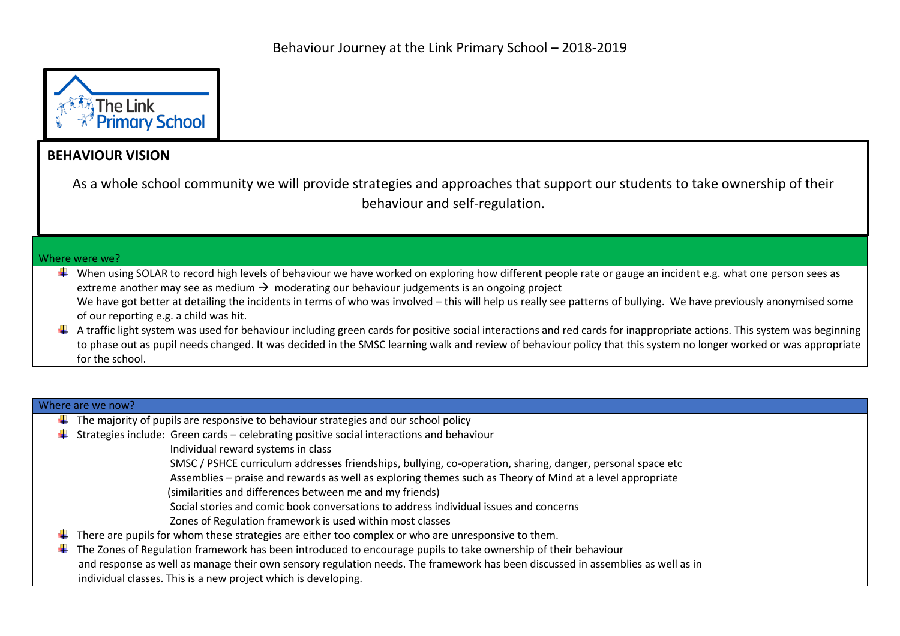# Behaviour Journey at the Link Primary School – 2018-2019

The Link Primary School

## BEHAVIOUR VISION

As a whole school community we will provide strategies and approaches that support our students to take ownership of their behaviour and self-regulation.

## Where were we?

- When using SOLAR to record high levels of behaviour we have worked on exploring how different people rate or gauge an incident e.g. what one person sees as extreme another may see as medium → moderating our behaviour judgements is an ongoing project
  We have got better at detailing the incidents in terms of who was involved – this will help us really see patterns of bullying. We have previously anonymised some of our reporting e.g. a child was hit.
- A traffic light system was used for behaviour including green cards for positive social interactions and red cards for inappropriate actions. This system was beginning to phase out as pupil needs changed. It was decided in the SMSC learning walk and review of behaviour policy that this system no longer worked or was appropriate for the school.

## Where are we now?

- The majority of pupils are responsive to behaviour strategies and our school policy
- Strategies include: Green cards – celebrating positive social interactions and behaviour
  Individual reward systems in class
  SMSC / PSHCE curriculum addresses friendships, bullying, co-operation, sharing, danger, personal space etc
  Assemblies – praise and rewards as well as exploring themes such as Theory of Mind at a level appropriate (similarities and differences between me and my friends)
  Social stories and comic book conversations to address individual issues and concerns
  Zones of Regulation framework is used within most classes
- There are pupils for whom these strategies are either too complex or who are unresponsive to them.
- The Zones of Regulation framework has been introduced to encourage pupils to take ownership of their behaviour and response as well as manage their own sensory regulation needs. The framework has been discussed in assemblies as well as in individual classes. This is a new project which is developing.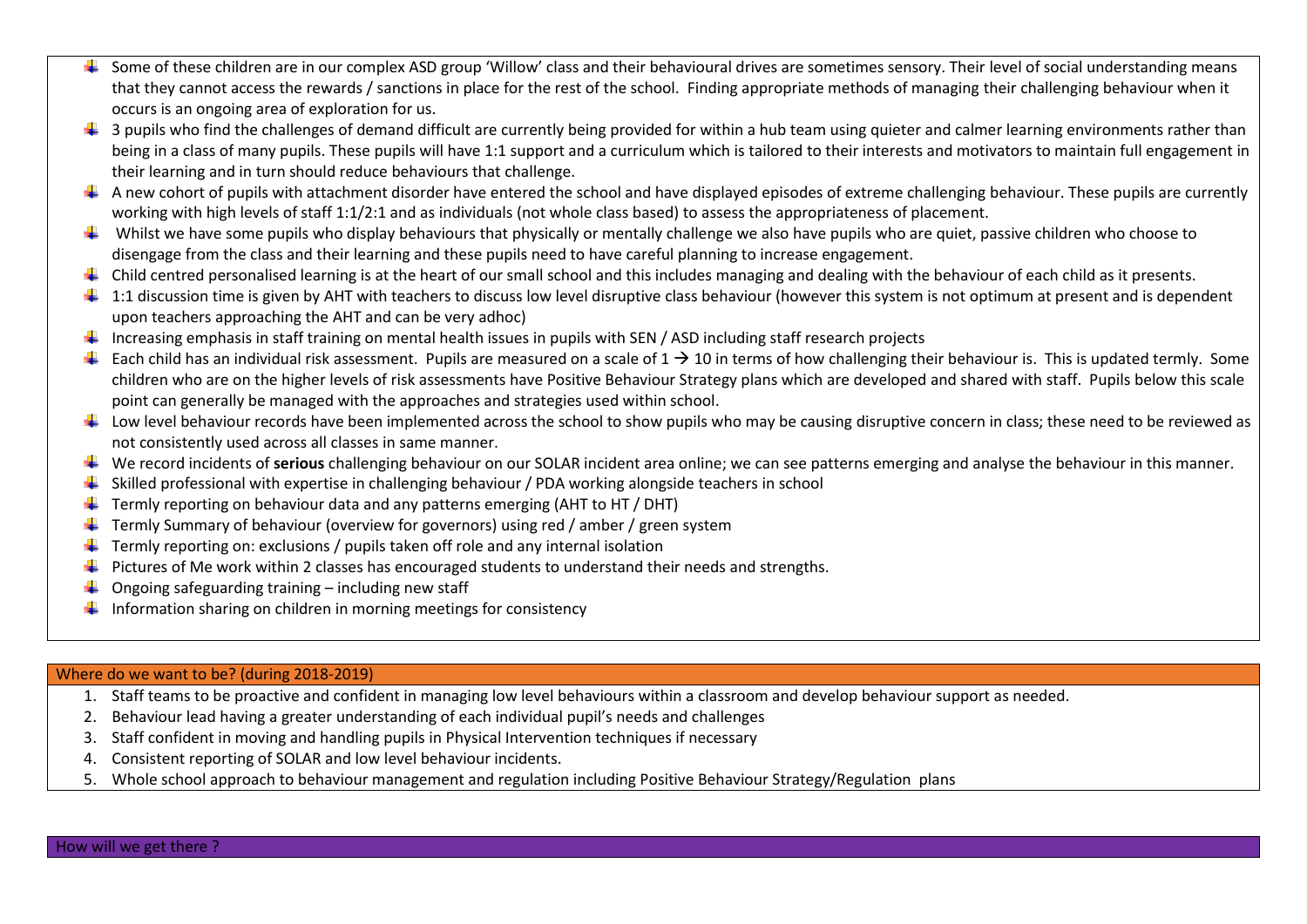- Some of these children are in our complex ASD group 'Willow' class and their behavioural drives are sometimes sensory. Their level of social understanding means that they cannot access the rewards / sanctions in place for the rest of the school. Finding appropriate methods of managing their challenging behaviour when it occurs is an ongoing area of exploration for us.
- 3 pupils who find the challenges of demand difficult are currently being provided for within a hub team using quieter and calmer learning environments rather than being in a class of many pupils. These pupils will have 1:1 support and a curriculum which is tailored to their interests and motivators to maintain full engagement in their learning and in turn should reduce behaviours that challenge.
- A new cohort of pupils with attachment disorder have entered the school and have displayed episodes of extreme challenging behaviour. These pupils are currently working with high levels of staff 1:1/2:1 and as individuals (not whole class based) to assess the appropriateness of placement.
- Whilst we have some pupils who display behaviours that physically or mentally challenge we also have pupils who are quiet, passive children who choose to disengage from the class and their learning and these pupils need to have careful planning to increase engagement.
- Child centred personalised learning is at the heart of our small school and this includes managing and dealing with the behaviour of each child as it presents.
- 1:1 discussion time is given by AHT with teachers to discuss low level disruptive class behaviour (however this system is not optimum at present and is dependent upon teachers approaching the AHT and can be very adhoc)
- Increasing emphasis in staff training on mental health issues in pupils with SEN / ASD including staff research projects
- Each child has an individual risk assessment. Pupils are measured on a scale of 1 → 10 in terms of how challenging their behaviour is. This is updated termly. Some children who are on the higher levels of risk assessments have Positive Behaviour Strategy plans which are developed and shared with staff. Pupils below this scale point can generally be managed with the approaches and strategies used within school.
- Low level behaviour records have been implemented across the school to show pupils who may be causing disruptive concern in class; these need to be reviewed as not consistently used across all classes in same manner.
- We record incidents of **serious** challenging behaviour on our SOLAR incident area online; we can see patterns emerging and analyse the behaviour in this manner.
- Skilled professional with expertise in challenging behaviour / PDA working alongside teachers in school
- Termly reporting on behaviour data and any patterns emerging (AHT to HT / DHT)
- Termly Summary of behaviour (overview for governors) using red / amber / green system
- Termly reporting on: exclusions / pupils taken off role and any internal isolation
- Pictures of Me work within 2 classes has encouraged students to understand their needs and strengths.
- Ongoing safeguarding training – including new staff
- Information sharing on children in morning meetings for consistency

## Where do we want to be? (during 2018-2019)

1. Staff teams to be proactive and confident in managing low level behaviours within a classroom and develop behaviour support as needed.
2. Behaviour lead having a greater understanding of each individual pupil's needs and challenges
3. Staff confident in moving and handling pupils in Physical Intervention techniques if necessary
4. Consistent reporting of SOLAR and low level behaviour incidents.
5. Whole school approach to behaviour management and regulation including Positive Behaviour Strategy/Regulation plans

## How will we get there ?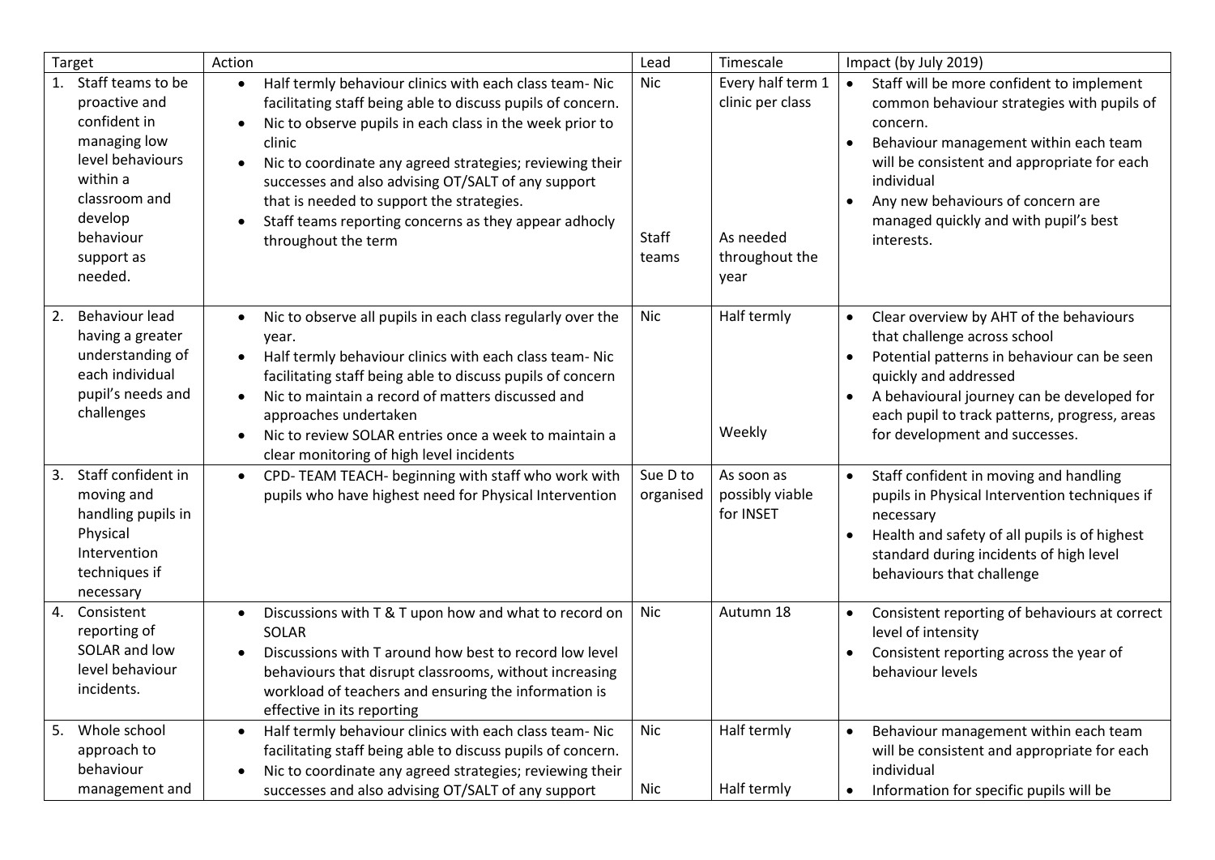| Target | Action | Lead | Timescale | Impact (by July 2019) |
|---|---|---|---|---|
| 1. Staff teams to be proactive and confident in managing low level behaviours within a classroom and develop behaviour support as needed. | • Half termly behaviour clinics with each class team- Nic facilitating staff being able to discuss pupils of concern.<br>• Nic to observe pupils in each class in the week prior to clinic<br>• Nic to coordinate any agreed strategies; reviewing their successes and also advising OT/SALT of any support that is needed to support the strategies.<br>• Staff teams reporting concerns as they appear adhocly throughout the term | Nic<br><br>Staff teams | Every half term 1 clinic per class<br><br>As needed throughout the year | • Staff will be more confident to implement common behaviour strategies with pupils of concern.<br>• Behaviour management within each team will be consistent and appropriate for each individual<br>• Any new behaviours of concern are managed quickly and with pupil's best interests. |
| 2. Behaviour lead having a greater understanding of each individual pupil's needs and challenges | • Nic to observe all pupils in each class regularly over the year.<br>• Half termly behaviour clinics with each class team- Nic facilitating staff being able to discuss pupils of concern<br>• Nic to maintain a record of matters discussed and approaches undertaken<br>• Nic to review SOLAR entries once a week to maintain a clear monitoring of high level incidents | Nic | Half termly<br><br>Weekly | • Clear overview by AHT of the behaviours that challenge across school<br>• Potential patterns in behaviour can be seen quickly and addressed<br>• A behavioural journey can be developed for each pupil to track patterns, progress, areas for development and successes. |
| 3. Staff confident in moving and handling pupils in Physical Intervention techniques if necessary | • CPD- TEAM TEACH- beginning with staff who work with pupils who have highest need for Physical Intervention | Sue D to organised | As soon as possibly viable for INSET | • Staff confident in moving and handling pupils in Physical Intervention techniques if necessary<br>• Health and safety of all pupils is of highest standard during incidents of high level behaviours that challenge |
| 4. Consistent reporting of SOLAR and low level behaviour incidents. | • Discussions with T & T upon how and what to record on SOLAR<br>• Discussions with T around how best to record low level behaviours that disrupt classrooms, without increasing workload of teachers and ensuring the information is effective in its reporting | Nic | Autumn 18 | • Consistent reporting of behaviours at correct level of intensity<br>• Consistent reporting across the year of behaviour levels |
| 5. Whole school approach to behaviour management and | • Half termly behaviour clinics with each class team- Nic facilitating staff being able to discuss pupils of concern.<br>• Nic to coordinate any agreed strategies; reviewing their successes and also advising OT/SALT of any support | Nic<br><br>Nic | Half termly<br><br>Half termly | • Behaviour management within each team will be consistent and appropriate for each individual<br>• Information for specific pupils will be |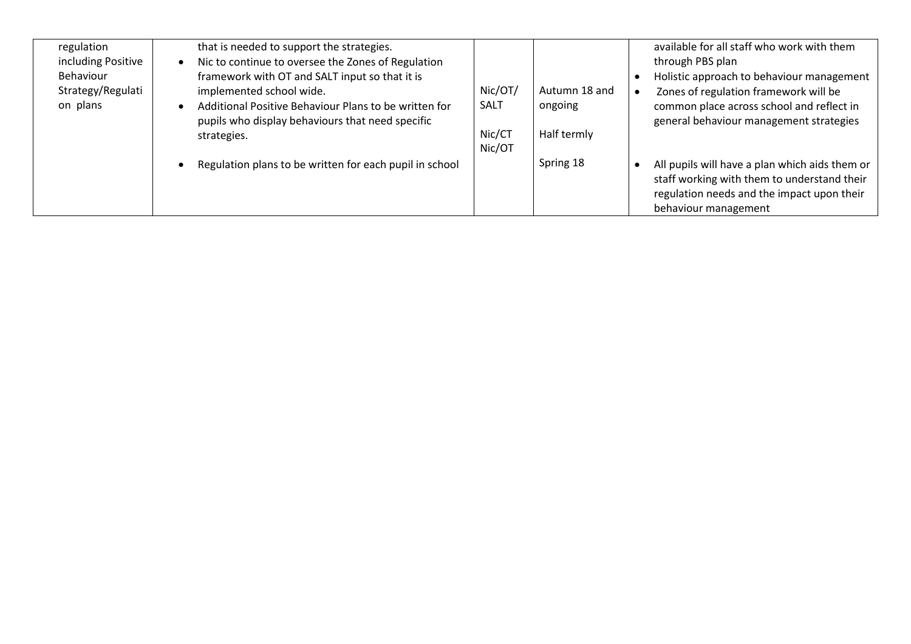| | | | | |
|---|---|---|---|---|
| regulation including Positive Behaviour Strategy/Regulation plans | that is needed to support the strategies.<br>• Nic to continue to oversee the Zones of Regulation framework with OT and SALT input so that it is implemented school wide.<br>• Additional Positive Behaviour Plans to be written for pupils who display behaviours that need specific strategies.<br>• Regulation plans to be written for each pupil in school | Nic/OT/ SALT<br><br>Nic/CT<br>Nic/OT | Autumn 18 and ongoing<br><br>Half termly<br><br>Spring 18 | available for all staff who work with them through PBS plan<br>• Holistic approach to behaviour management<br>• Zones of regulation framework will be common place across school and reflect in general behaviour management strategies<br>• All pupils will have a plan which aids them or staff working with them to understand their regulation needs and the impact upon their behaviour management |